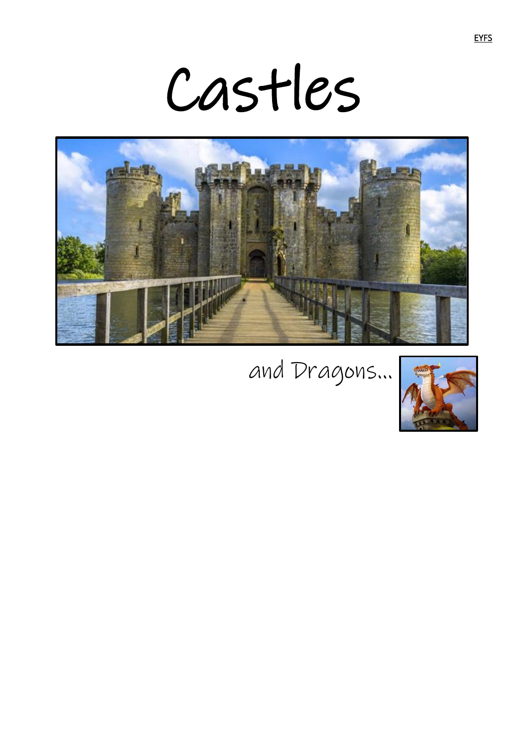EYFS

# Castles

and Dragons...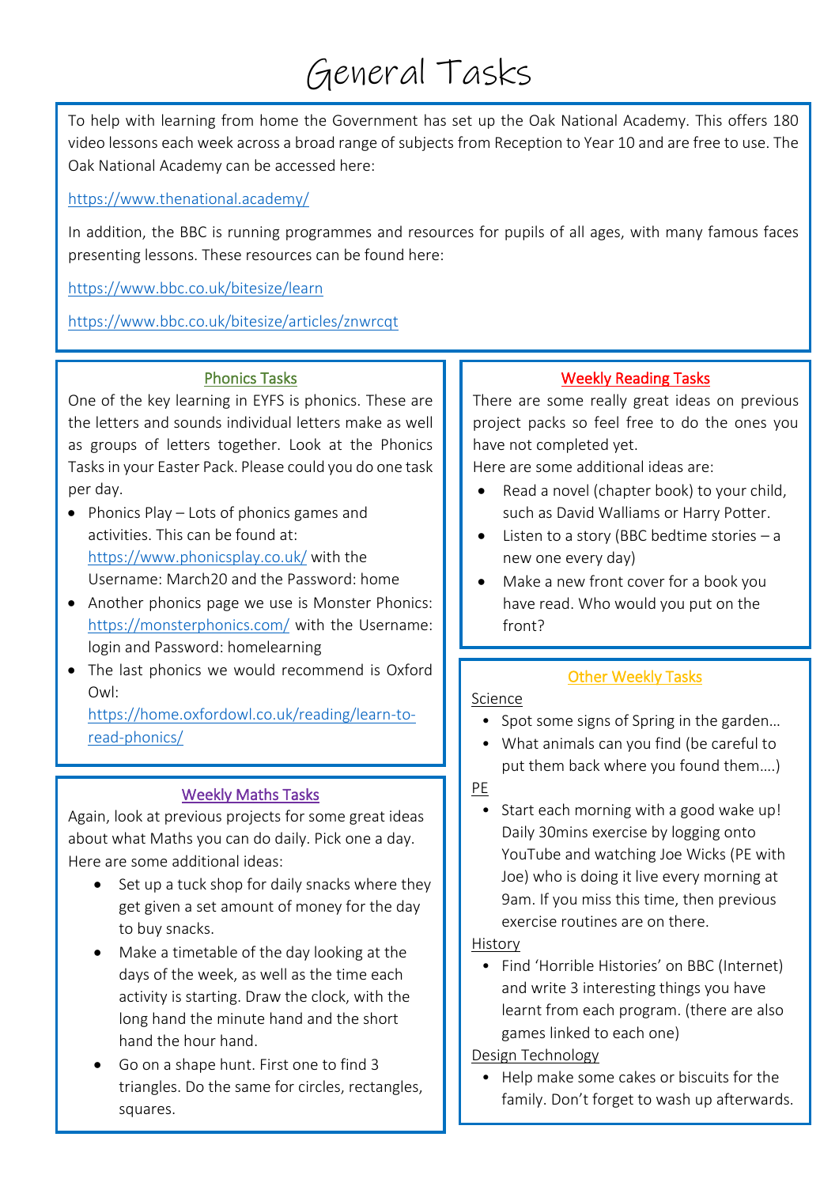# General Tasks

To help with learning from home the Government has set up the Oak National Academy. This offers 180 video lessons each week across a broad range of subjects from Reception to Year 10 and are free to use. The Oak National Academy can be accessed here:

https://www.thenational.academy/

In addition, the BBC is running programmes and resources for pupils of all ages, with many famous faces presenting lessons. These resources can be found here:

https://www.bbc.co.uk/bitesize/learn

https://www.bbc.co.uk/bitesize/articles/znwrcqt

## Phonics Tasks

One of the key learning in EYFS is phonics. These are the letters and sounds individual letters make as well as groups of letters together. Look at the Phonics Tasks in your Easter Pack. Please could you do one task per day.

- Phonics Play – Lots of phonics games and activities. This can be found at: https://www.phonicsplay.co.uk/ with the Username: March20 and the Password: home
- Another phonics page we use is Monster Phonics: https://monsterphonics.com/ with the Username: login and Password: homelearning
- The last phonics we would recommend is Oxford Owl: https://home.oxfordowl.co.uk/reading/learn-to-read-phonics/

## Weekly Maths Tasks

Again, look at previous projects for some great ideas about what Maths you can do daily. Pick one a day. Here are some additional ideas:

- Set up a tuck shop for daily snacks where they get given a set amount of money for the day to buy snacks.
- Make a timetable of the day looking at the days of the week, as well as the time each activity is starting. Draw the clock, with the long hand the minute hand and the short hand the hour hand.
- Go on a shape hunt. First one to find 3 triangles. Do the same for circles, rectangles, squares.

## Weekly Reading Tasks

There are some really great ideas on previous project packs so feel free to do the ones you have not completed yet.

Here are some additional ideas are:

- Read a novel (chapter book) to your child, such as David Walliams or Harry Potter.
- Listen to a story (BBC bedtime stories – a new one every day)
- Make a new front cover for a book you have read. Who would you put on the front?

## Other Weekly Tasks

Science

- Spot some signs of Spring in the garden…
- What animals can you find (be careful to put them back where you found them….)

PE

- Start each morning with a good wake up! Daily 30mins exercise by logging onto YouTube and watching Joe Wicks (PE with Joe) who is doing it live every morning at 9am. If you miss this time, then previous exercise routines are on there.

History

- Find 'Horrible Histories' on BBC (Internet) and write 3 interesting things you have learnt from each program. (there are also games linked to each one)

Design Technology

- Help make some cakes or biscuits for the family. Don't forget to wash up afterwards.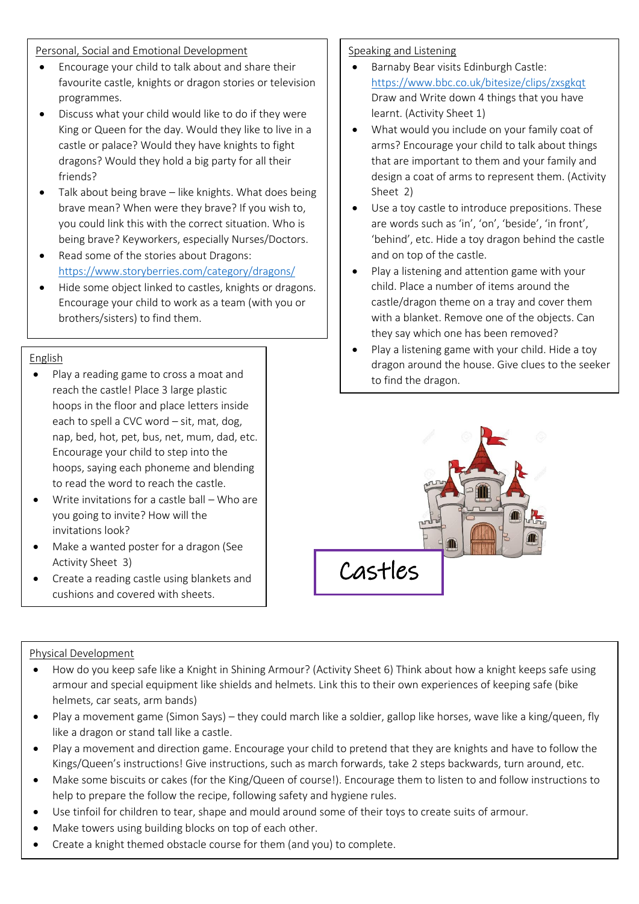## Personal, Social and Emotional Development

- Encourage your child to talk about and share their favourite castle, knights or dragon stories or television programmes.
- Discuss what your child would like to do if they were King or Queen for the day. Would they like to live in a castle or palace? Would they have knights to fight dragons? Would they hold a big party for all their friends?
- Talk about being brave – like knights. What does being brave mean? When were they brave? If you wish to, you could link this with the correct situation. Who is being brave? Keyworkers, especially Nurses/Doctors.
- Read some of the stories about Dragons: https://www.storyberries.com/category/dragons/
- Hide some object linked to castles, knights or dragons. Encourage your child to work as a team (with you or brothers/sisters) to find them.

## Speaking and Listening

- Barnaby Bear visits Edinburgh Castle: https://www.bbc.co.uk/bitesize/clips/zxsgkqt Draw and Write down 4 things that you have learnt. (Activity Sheet 1)
- What would you include on your family coat of arms? Encourage your child to talk about things that are important to them and your family and design a coat of arms to represent them. (Activity Sheet 2)
- Use a toy castle to introduce prepositions. These are words such as 'in', 'on', 'beside', 'in front', 'behind', etc. Hide a toy dragon behind the castle and on top of the castle.
- Play a listening and attention game with your child. Place a number of items around the castle/dragon theme on a tray and cover them with a blanket. Remove one of the objects. Can they say which one has been removed?
- Play a listening game with your child. Hide a toy dragon around the house. Give clues to the seeker to find the dragon.

## English

- Play a reading game to cross a moat and reach the castle! Place 3 large plastic hoops in the floor and place letters inside each to spell a CVC word – sit, mat, dog, nap, bed, hot, pet, bus, net, mum, dad, etc. Encourage your child to step into the hoops, saying each phoneme and blending to read the word to reach the castle.
- Write invitations for a castle ball – Who are you going to invite? How will the invitations look?
- Make a wanted poster for a dragon (See Activity Sheet 3)
- Create a reading castle using blankets and cushions and covered with sheets.

# Castles

## Physical Development

- How do you keep safe like a Knight in Shining Armour? (Activity Sheet 6) Think about how a knight keeps safe using armour and special equipment like shields and helmets. Link this to their own experiences of keeping safe (bike helmets, car seats, arm bands)
- Play a movement game (Simon Says) – they could march like a soldier, gallop like horses, wave like a king/queen, fly like a dragon or stand tall like a castle.
- Play a movement and direction game. Encourage your child to pretend that they are knights and have to follow the Kings/Queen's instructions! Give instructions, such as march forwards, take 2 steps backwards, turn around, etc.
- Make some biscuits or cakes (for the King/Queen of course!). Encourage them to listen to and follow instructions to help to prepare the follow the recipe, following safety and hygiene rules.
- Use tinfoil for children to tear, shape and mould around some of their toys to create suits of armour.
- Make towers using building blocks on top of each other.
- Create a knight themed obstacle course for them (and you) to complete.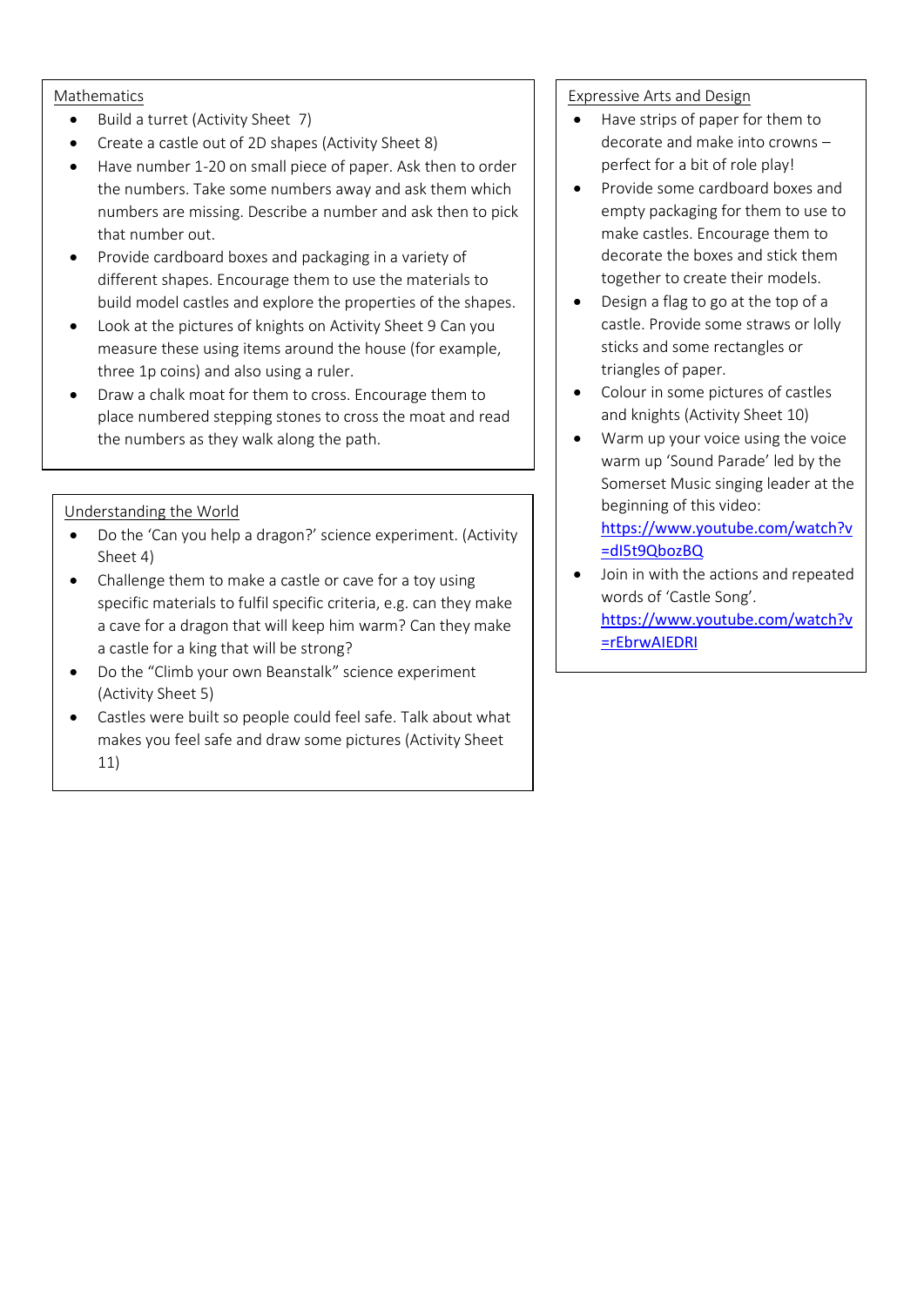Mathematics

- Build a turret (Activity Sheet 7)
- Create a castle out of 2D shapes (Activity Sheet 8)
- Have number 1-20 on small piece of paper. Ask then to order the numbers. Take some numbers away and ask them which numbers are missing. Describe a number and ask then to pick that number out.
- Provide cardboard boxes and packaging in a variety of different shapes. Encourage them to use the materials to build model castles and explore the properties of the shapes.
- Look at the pictures of knights on Activity Sheet 9 Can you measure these using items around the house (for example, three 1p coins) and also using a ruler.
- Draw a chalk moat for them to cross. Encourage them to place numbered stepping stones to cross the moat and read the numbers as they walk along the path.

Understanding the World

- Do the 'Can you help a dragon?' science experiment. (Activity Sheet 4)
- Challenge them to make a castle or cave for a toy using specific materials to fulfil specific criteria, e.g. can they make a cave for a dragon that will keep him warm? Can they make a castle for a king that will be strong?
- Do the "Climb your own Beanstalk" science experiment (Activity Sheet 5)
- Castles were built so people could feel safe. Talk about what makes you feel safe and draw some pictures (Activity Sheet 11)

Expressive Arts and Design

- Have strips of paper for them to decorate and make into crowns – perfect for a bit of role play!
- Provide some cardboard boxes and empty packaging for them to use to make castles. Encourage them to decorate the boxes and stick them together to create their models.
- Design a flag to go at the top of a castle. Provide some straws or lolly sticks and some rectangles or triangles of paper.
- Colour in some pictures of castles and knights (Activity Sheet 10)
- Warm up your voice using the voice warm up 'Sound Parade' led by the Somerset Music singing leader at the beginning of this video: https://www.youtube.com/watch?v=dI5t9QbozBQ
- Join in with the actions and repeated words of 'Castle Song'. https://www.youtube.com/watch?v=rEbrwAIEDRI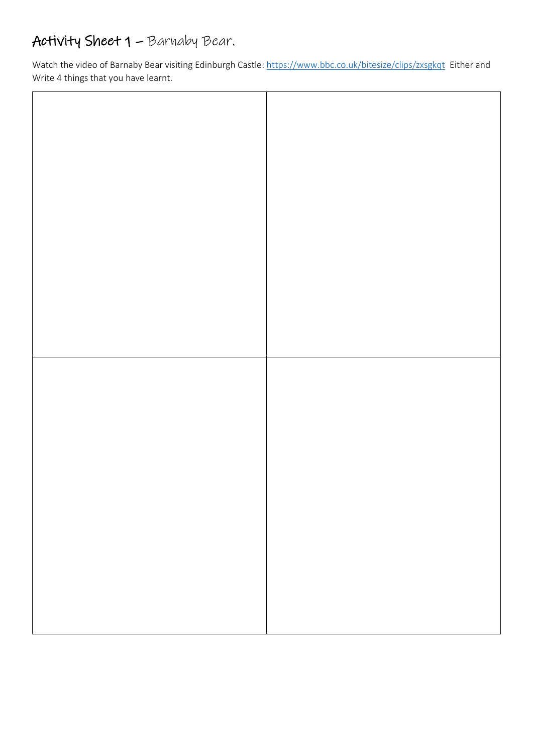# Activity Sheet 1 – Barnaby Bear.

Watch the video of Barnaby Bear visiting Edinburgh Castle: [https://www.bbc.co.uk/bitesize/clips/zxsgkqt](https://www.bbc.co.uk/bitesize/clips/zxsgkqt) Either and Write 4 things that you have learnt.

| | |
|---|---|
| | |
| | |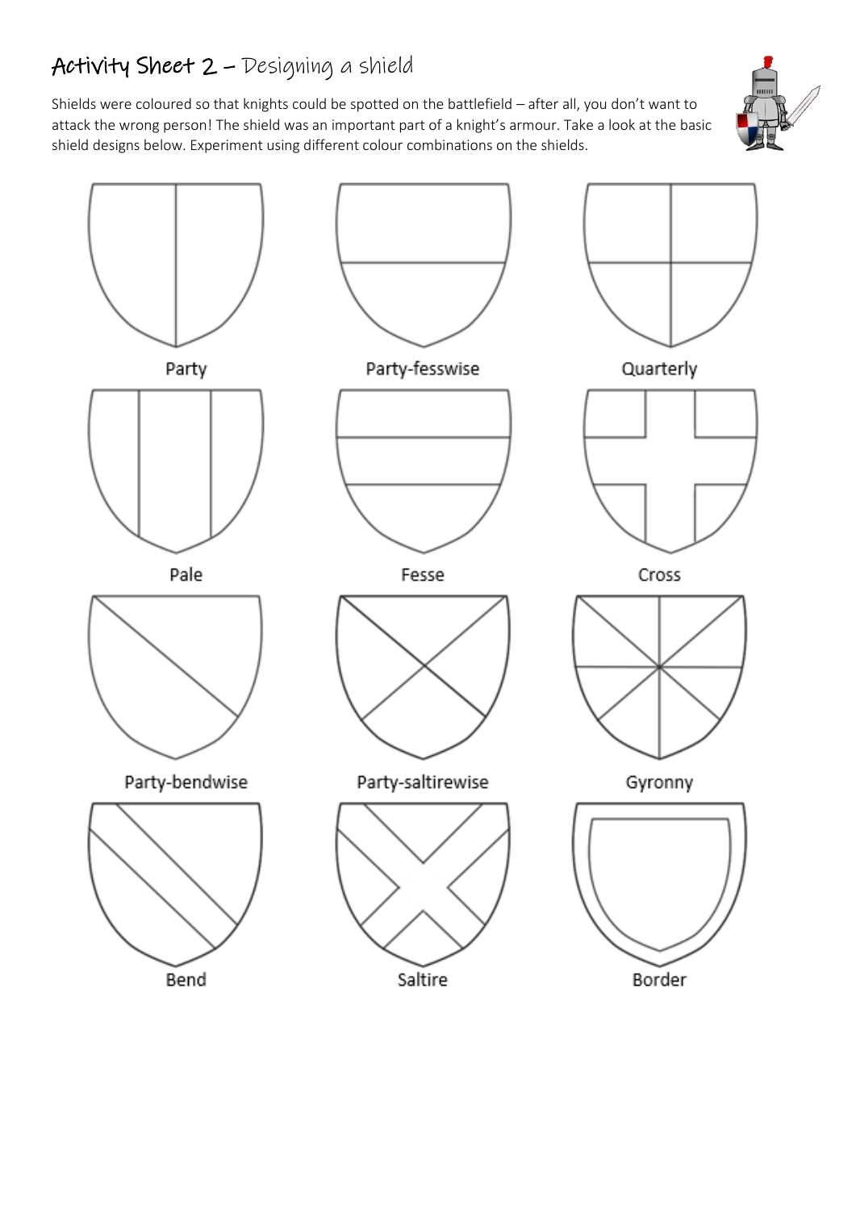# Activity Sheet 2 – Designing a shield

Shields were coloured so that knights could be spotted on the battlefield – after all, you don't want to attack the wrong person! The shield was an important part of a knight's armour. Take a look at the basic shield designs below. Experiment using different colour combinations on the shields.

Party

Party-fesswise

Quarterly

Pale

Fesse

Cross

Party-bendwise

Party-saltirewise

Gyronny

Bend

Saltire

Border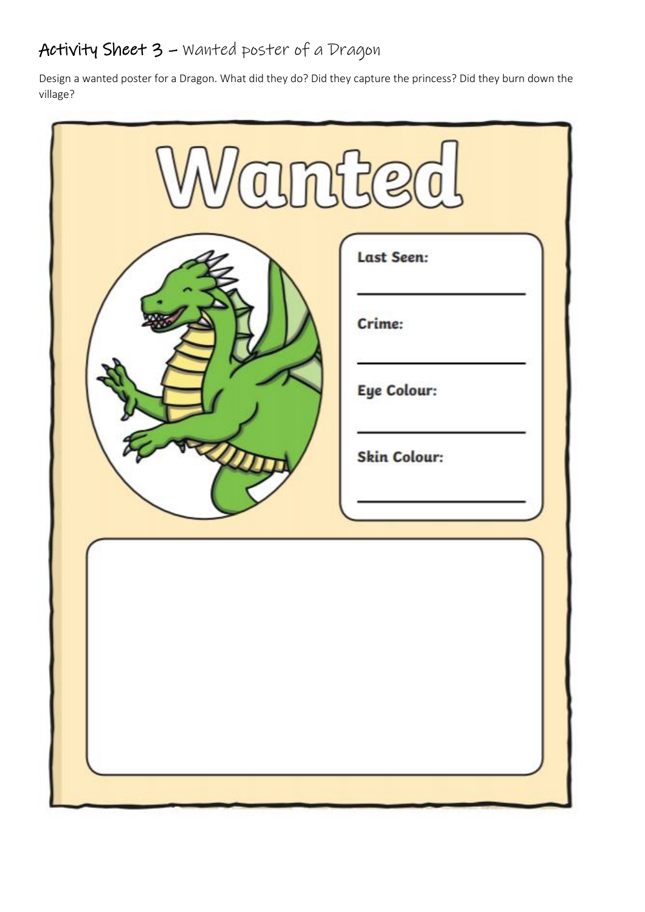## Activity Sheet 3 – Wanted poster of a Dragon

Design a wanted poster for a Dragon. What did they do? Did they capture the princess? Did they burn down the village?

# Wanted

**Last Seen:**

______________________

**Crime:**

______________________

**Eye Colour:**

______________________

**Skin Colour:**

______________________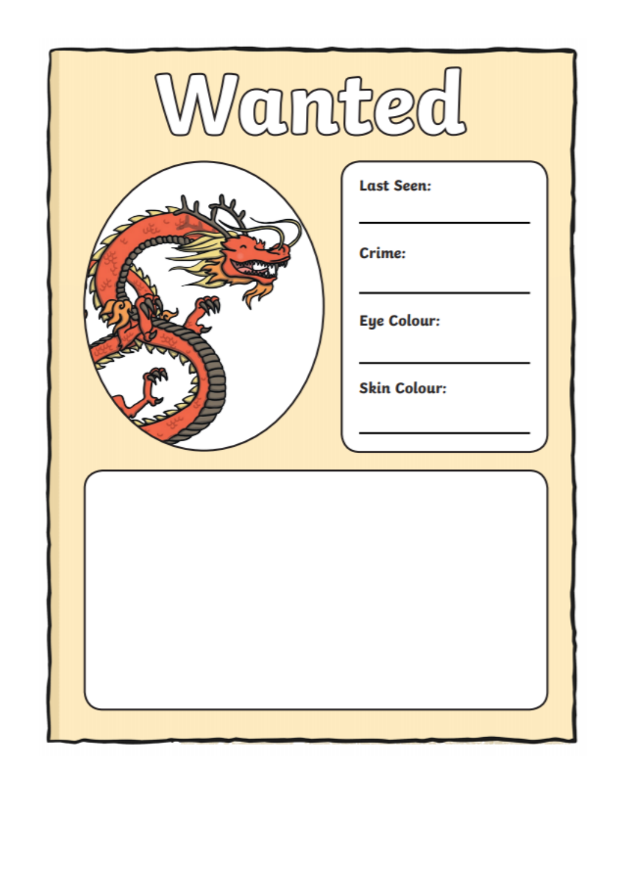# Wanted

**Last Seen:**

______________________

**Crime:**

______________________

**Eye Colour:**

______________________

**Skin Colour:**

______________________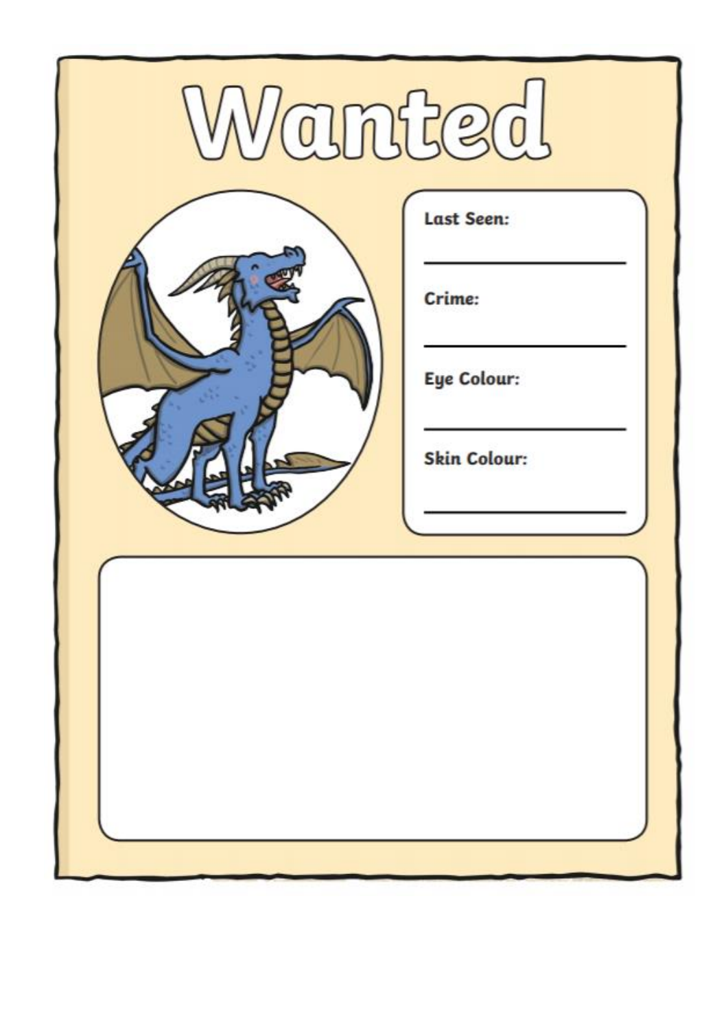# Wanted

**Last Seen:**

___________________

**Crime:**

___________________

**Eye Colour:**

___________________

**Skin Colour:**

___________________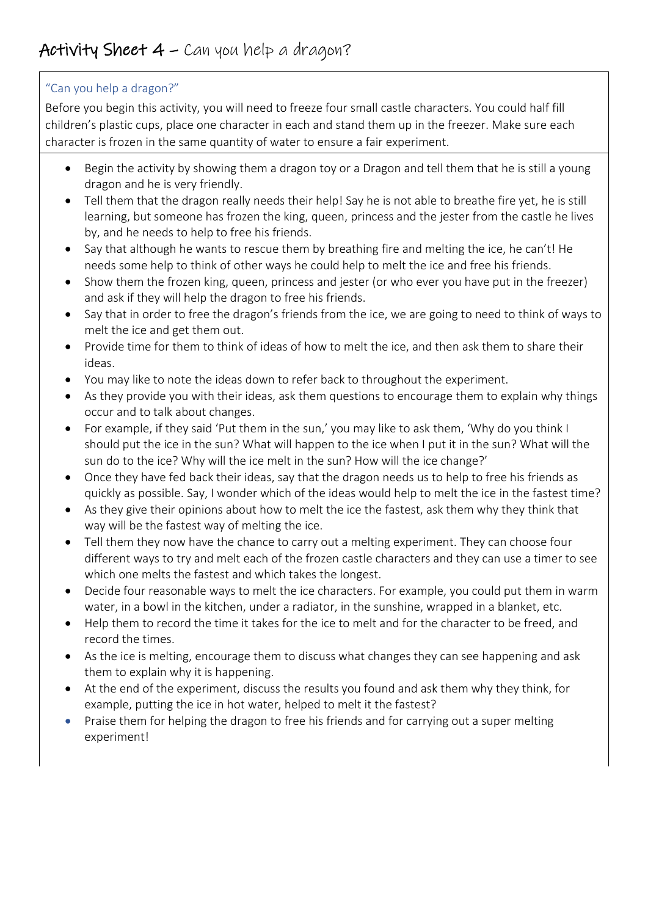# Activity Sheet 4 – Can you help a dragon?

### "Can you help a dragon?"

Before you begin this activity, you will need to freeze four small castle characters. You could half fill children's plastic cups, place one character in each and stand them up in the freezer. Make sure each character is frozen in the same quantity of water to ensure a fair experiment.

- Begin the activity by showing them a dragon toy or a Dragon and tell them that he is still a young dragon and he is very friendly.
- Tell them that the dragon really needs their help! Say he is not able to breathe fire yet, he is still learning, but someone has frozen the king, queen, princess and the jester from the castle he lives by, and he needs to help to free his friends.
- Say that although he wants to rescue them by breathing fire and melting the ice, he can't! He needs some help to think of other ways he could help to melt the ice and free his friends.
- Show them the frozen king, queen, princess and jester (or who ever you have put in the freezer) and ask if they will help the dragon to free his friends.
- Say that in order to free the dragon's friends from the ice, we are going to need to think of ways to melt the ice and get them out.
- Provide time for them to think of ideas of how to melt the ice, and then ask them to share their ideas.
- You may like to note the ideas down to refer back to throughout the experiment.
- As they provide you with their ideas, ask them questions to encourage them to explain why things occur and to talk about changes.
- For example, if they said 'Put them in the sun,' you may like to ask them, 'Why do you think I should put the ice in the sun? What will happen to the ice when I put it in the sun? What will the sun do to the ice? Why will the ice melt in the sun? How will the ice change?'
- Once they have fed back their ideas, say that the dragon needs us to help to free his friends as quickly as possible. Say, I wonder which of the ideas would help to melt the ice in the fastest time?
- As they give their opinions about how to melt the ice the fastest, ask them why they think that way will be the fastest way of melting the ice.
- Tell them they now have the chance to carry out a melting experiment. They can choose four different ways to try and melt each of the frozen castle characters and they can use a timer to see which one melts the fastest and which takes the longest.
- Decide four reasonable ways to melt the ice characters. For example, you could put them in warm water, in a bowl in the kitchen, under a radiator, in the sunshine, wrapped in a blanket, etc.
- Help them to record the time it takes for the ice to melt and for the character to be freed, and record the times.
- As the ice is melting, encourage them to discuss what changes they can see happening and ask them to explain why it is happening.
- At the end of the experiment, discuss the results you found and ask them why they think, for example, putting the ice in hot water, helped to melt it the fastest?
- Praise them for helping the dragon to free his friends and for carrying out a super melting experiment!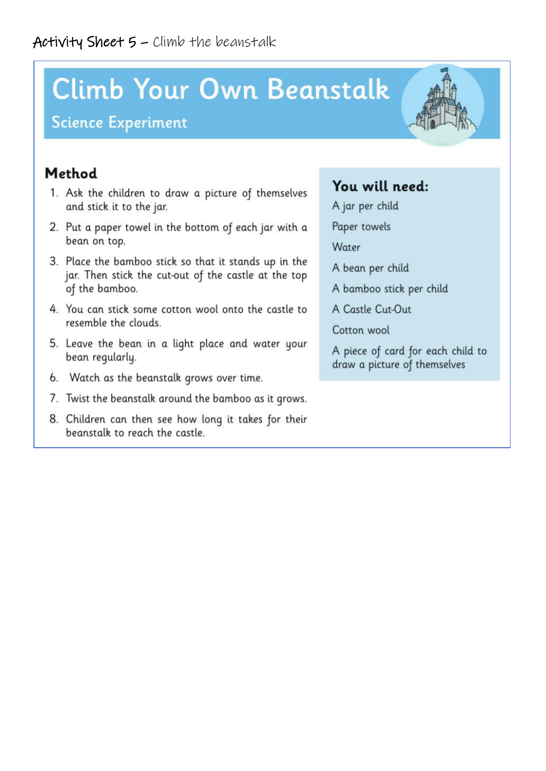Activity Sheet 5 – Climb the beanstalk

# Climb Your Own Beanstalk

## Science Experiment

### Method

1. Ask the children to draw a picture of themselves and stick it to the jar.
2. Put a paper towel in the bottom of each jar with a bean on top.
3. Place the bamboo stick so that it stands up in the jar. Then stick the cut-out of the castle at the top of the bamboo.
4. You can stick some cotton wool onto the castle to resemble the clouds.
5. Leave the bean in a light place and water your bean regularly.
6. Watch as the beanstalk grows over time.
7. Twist the beanstalk around the bamboo as it grows.
8. Children can then see how long it takes for their beanstalk to reach the castle.

### You will need:

A jar per child

Paper towels

Water

A bean per child

A bamboo stick per child

A Castle Cut-Out

Cotton wool

A piece of card for each child to draw a picture of themselves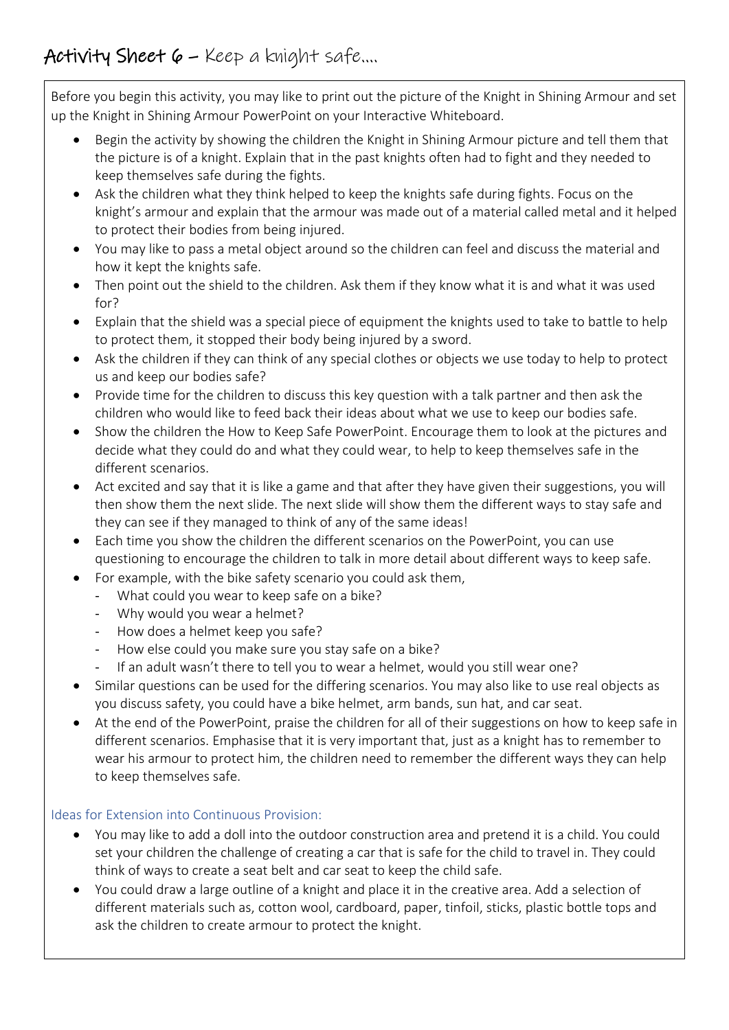# Activity Sheet 6 – Keep a knight safe….

Before you begin this activity, you may like to print out the picture of the Knight in Shining Armour and set up the Knight in Shining Armour PowerPoint on your Interactive Whiteboard.

- Begin the activity by showing the children the Knight in Shining Armour picture and tell them that the picture is of a knight. Explain that in the past knights often had to fight and they needed to keep themselves safe during the fights.
- Ask the children what they think helped to keep the knights safe during fights. Focus on the knight's armour and explain that the armour was made out of a material called metal and it helped to protect their bodies from being injured.
- You may like to pass a metal object around so the children can feel and discuss the material and how it kept the knights safe.
- Then point out the shield to the children. Ask them if they know what it is and what it was used for?
- Explain that the shield was a special piece of equipment the knights used to take to battle to help to protect them, it stopped their body being injured by a sword.
- Ask the children if they can think of any special clothes or objects we use today to help to protect us and keep our bodies safe?
- Provide time for the children to discuss this key question with a talk partner and then ask the children who would like to feed back their ideas about what we use to keep our bodies safe.
- Show the children the How to Keep Safe PowerPoint. Encourage them to look at the pictures and decide what they could do and what they could wear, to help to keep themselves safe in the different scenarios.
- Act excited and say that it is like a game and that after they have given their suggestions, you will then show them the next slide. The next slide will show them the different ways to stay safe and they can see if they managed to think of any of the same ideas!
- Each time you show the children the different scenarios on the PowerPoint, you can use questioning to encourage the children to talk in more detail about different ways to keep safe.
- For example, with the bike safety scenario you could ask them,
  - What could you wear to keep safe on a bike?
  - Why would you wear a helmet?
  - How does a helmet keep you safe?
  - How else could you make sure you stay safe on a bike?
  - If an adult wasn't there to tell you to wear a helmet, would you still wear one?
- Similar questions can be used for the differing scenarios. You may also like to use real objects as you discuss safety, you could have a bike helmet, arm bands, sun hat, and car seat.
- At the end of the PowerPoint, praise the children for all of their suggestions on how to keep safe in different scenarios. Emphasise that it is very important that, just as a knight has to remember to wear his armour to protect him, the children need to remember the different ways they can help to keep themselves safe.

### Ideas for Extension into Continuous Provision:

- You may like to add a doll into the outdoor construction area and pretend it is a child. You could set your children the challenge of creating a car that is safe for the child to travel in. They could think of ways to create a seat belt and car seat to keep the child safe.
- You could draw a large outline of a knight and place it in the creative area. Add a selection of different materials such as, cotton wool, cardboard, paper, tinfoil, sticks, plastic bottle tops and ask the children to create armour to protect the knight.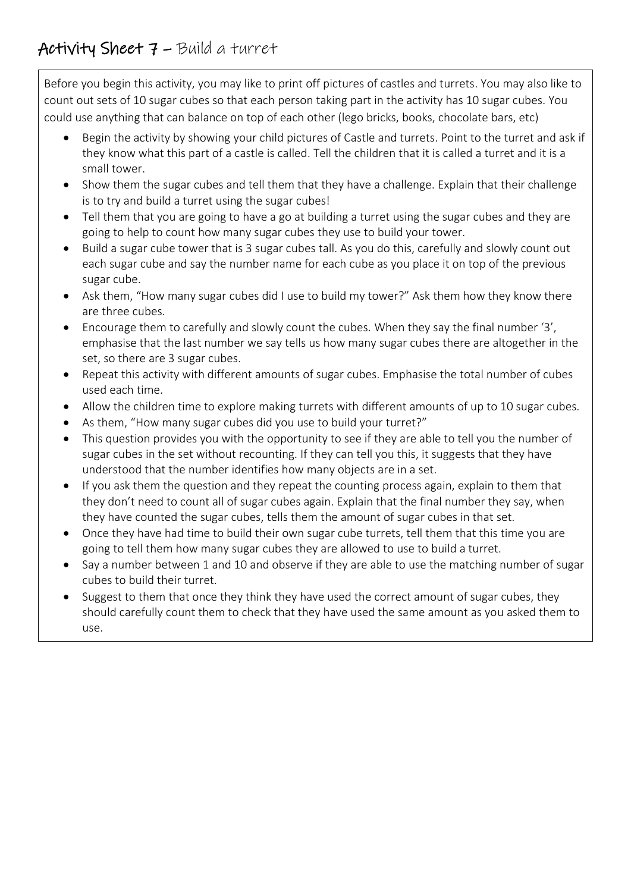## Activity Sheet 7 – Build a turret

Before you begin this activity, you may like to print off pictures of castles and turrets. You may also like to count out sets of 10 sugar cubes so that each person taking part in the activity has 10 sugar cubes. You could use anything that can balance on top of each other (lego bricks, books, chocolate bars, etc)

- Begin the activity by showing your child pictures of Castle and turrets. Point to the turret and ask if they know what this part of a castle is called. Tell the children that it is called a turret and it is a small tower.
- Show them the sugar cubes and tell them that they have a challenge. Explain that their challenge is to try and build a turret using the sugar cubes!
- Tell them that you are going to have a go at building a turret using the sugar cubes and they are going to help to count how many sugar cubes they use to build your tower.
- Build a sugar cube tower that is 3 sugar cubes tall. As you do this, carefully and slowly count out each sugar cube and say the number name for each cube as you place it on top of the previous sugar cube.
- Ask them, "How many sugar cubes did I use to build my tower?" Ask them how they know there are three cubes.
- Encourage them to carefully and slowly count the cubes. When they say the final number '3', emphasise that the last number we say tells us how many sugar cubes there are altogether in the set, so there are 3 sugar cubes.
- Repeat this activity with different amounts of sugar cubes. Emphasise the total number of cubes used each time.
- Allow the children time to explore making turrets with different amounts of up to 10 sugar cubes.
- As them, "How many sugar cubes did you use to build your turret?"
- This question provides you with the opportunity to see if they are able to tell you the number of sugar cubes in the set without recounting. If they can tell you this, it suggests that they have understood that the number identifies how many objects are in a set.
- If you ask them the question and they repeat the counting process again, explain to them that they don't need to count all of sugar cubes again. Explain that the final number they say, when they have counted the sugar cubes, tells them the amount of sugar cubes in that set.
- Once they have had time to build their own sugar cube turrets, tell them that this time you are going to tell them how many sugar cubes they are allowed to use to build a turret.
- Say a number between 1 and 10 and observe if they are able to use the matching number of sugar cubes to build their turret.
- Suggest to them that once they think they have used the correct amount of sugar cubes, they should carefully count them to check that they have used the same amount as you asked them to use.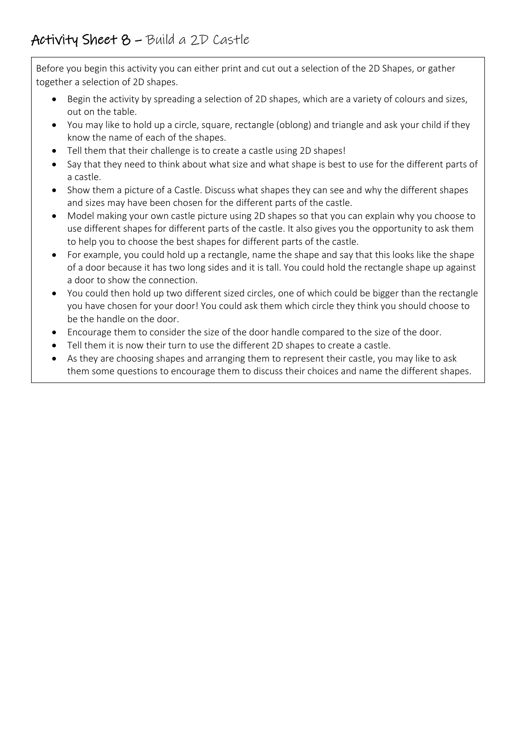# Activity Sheet 8 – Build a 2D Castle

Before you begin this activity you can either print and cut out a selection of the 2D Shapes, or gather together a selection of 2D shapes.

- Begin the activity by spreading a selection of 2D shapes, which are a variety of colours and sizes, out on the table.
- You may like to hold up a circle, square, rectangle (oblong) and triangle and ask your child if they know the name of each of the shapes.
- Tell them that their challenge is to create a castle using 2D shapes!
- Say that they need to think about what size and what shape is best to use for the different parts of a castle.
- Show them a picture of a Castle. Discuss what shapes they can see and why the different shapes and sizes may have been chosen for the different parts of the castle.
- Model making your own castle picture using 2D shapes so that you can explain why you choose to use different shapes for different parts of the castle. It also gives you the opportunity to ask them to help you to choose the best shapes for different parts of the castle.
- For example, you could hold up a rectangle, name the shape and say that this looks like the shape of a door because it has two long sides and it is tall. You could hold the rectangle shape up against a door to show the connection.
- You could then hold up two different sized circles, one of which could be bigger than the rectangle you have chosen for your door! You could ask them which circle they think you should choose to be the handle on the door.
- Encourage them to consider the size of the door handle compared to the size of the door.
- Tell them it is now their turn to use the different 2D shapes to create a castle.
- As they are choosing shapes and arranging them to represent their castle, you may like to ask them some questions to encourage them to discuss their choices and name the different shapes.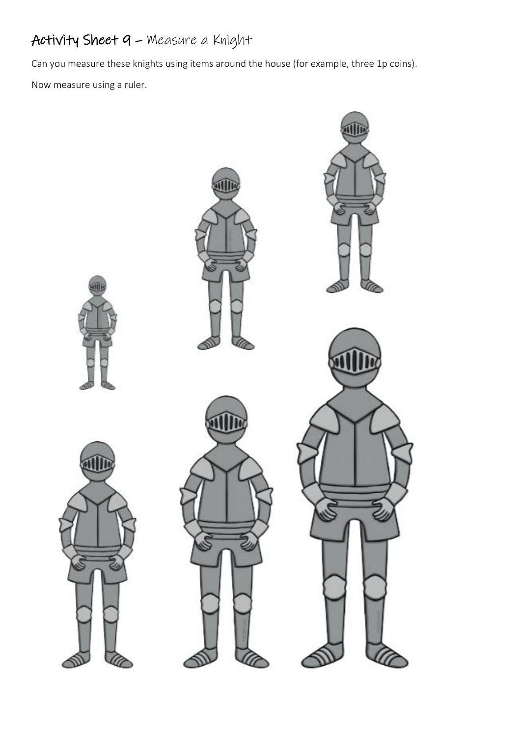# Activity Sheet 9 – Measure a Knight

Can you measure these knights using items around the house (for example, three 1p coins).

Now measure using a ruler.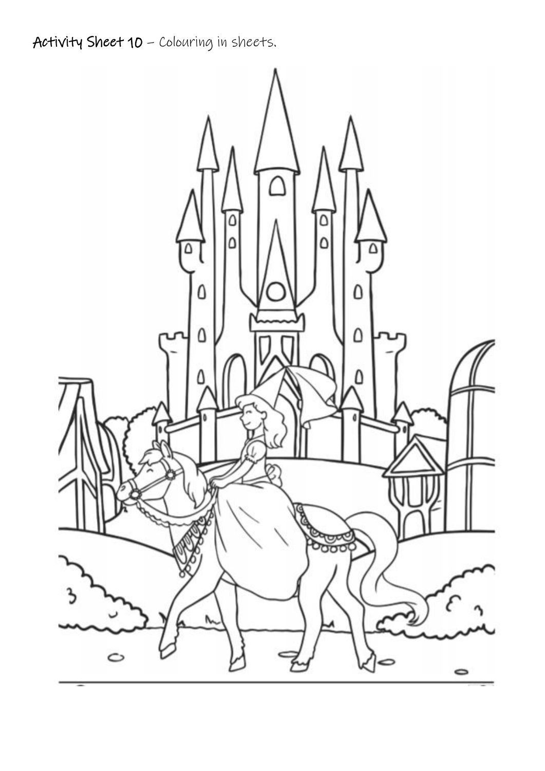**Activity Sheet 10** – Colouring in sheets.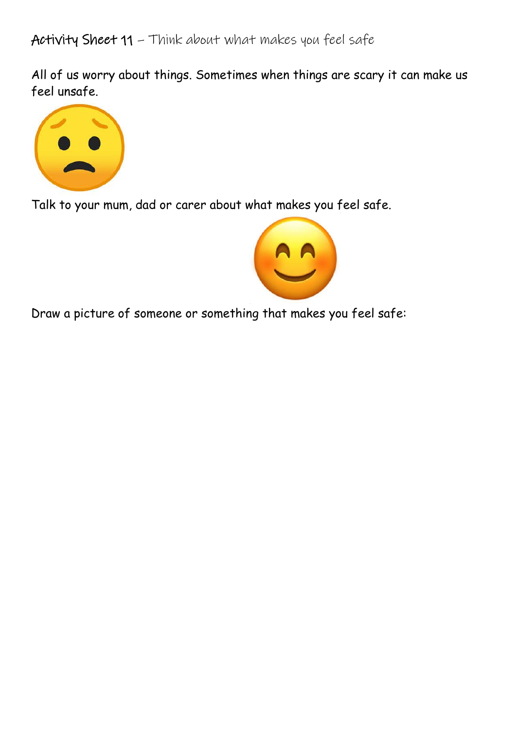## Activity Sheet 11 – Think about what makes you feel safe

All of us worry about things. Sometimes when things are scary it can make us feel unsafe.

Talk to your mum, dad or carer about what makes you feel safe.

Draw a picture of someone or something that makes you feel safe: